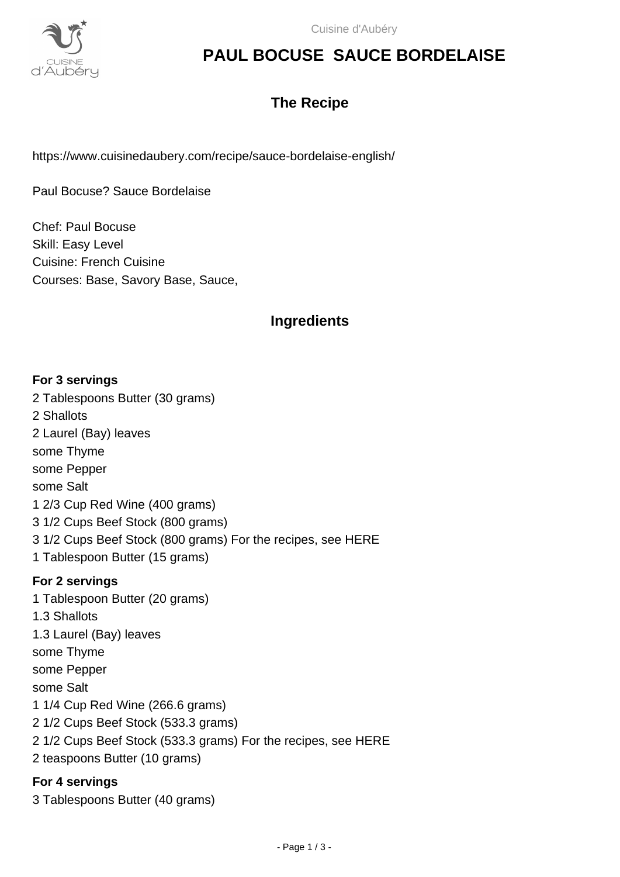# PAUL BOCUSE SAUCE BORDELAISE

## The Recipe

https://www.cuisinedaubery.com/recipe/sauce-bordelaise-english/

Paul Bocuse? Sauce Bordelaise

Chef: Paul Bocuse
Skill: Easy Level
Cuisine: French Cuisine
Courses: Base, Savory Base, Sauce,

## Ingredients

**For 3 servings**

2 Tablespoons Butter (30 grams)
2 Shallots
2 Laurel (Bay) leaves
some Thyme
some Pepper
some Salt
1 2/3 Cup Red Wine (400 grams)
3 1/2 Cups Beef Stock (800 grams)
3 1/2 Cups Beef Stock (800 grams) For the recipes, see HERE
1 Tablespoon Butter (15 grams)

**For 2 servings**

1 Tablespoon Butter (20 grams)
1.3 Shallots
1.3 Laurel (Bay) leaves
some Thyme
some Pepper
some Salt
1 1/4 Cup Red Wine (266.6 grams)
2 1/2 Cups Beef Stock (533.3 grams)
2 1/2 Cups Beef Stock (533.3 grams) For the recipes, see HERE
2 teaspoons Butter (10 grams)

**For 4 servings**

3 Tablespoons Butter (40 grams)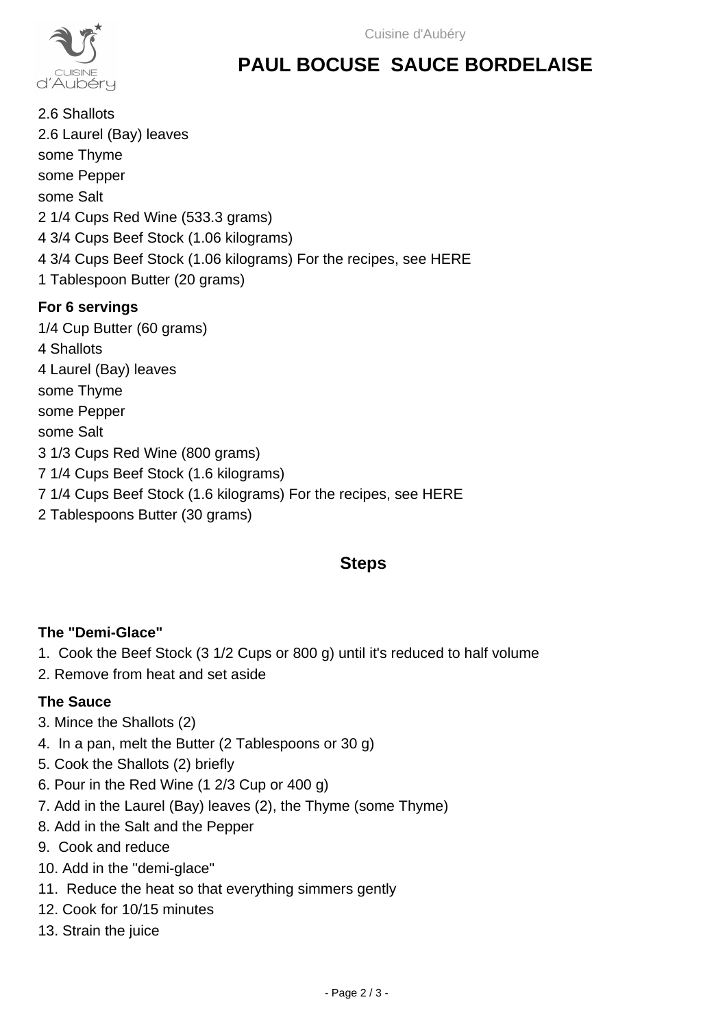# PAUL BOCUSE SAUCE BORDELAISE

2.6 Shallots
2.6 Laurel (Bay) leaves
some Thyme
some Pepper
some Salt
2 1/4 Cups Red Wine (533.3 grams)
4 3/4 Cups Beef Stock (1.06 kilograms)
4 3/4 Cups Beef Stock (1.06 kilograms) For the recipes, see HERE
1 Tablespoon Butter (20 grams)

**For 6 servings**

1/4 Cup Butter (60 grams)
4 Shallots
4 Laurel (Bay) leaves
some Thyme
some Pepper
some Salt
3 1/3 Cups Red Wine (800 grams)
7 1/4 Cups Beef Stock (1.6 kilograms)
7 1/4 Cups Beef Stock (1.6 kilograms) For the recipes, see HERE
2 Tablespoons Butter (30 grams)

## Steps

**The "Demi-Glace"**

1. Cook the Beef Stock (3 1/2 Cups or 800 g) until it's reduced to half volume
2. Remove from heat and set aside

**The Sauce**

3. Mince the Shallots (2)
4. In a pan, melt the Butter (2 Tablespoons or 30 g)
5. Cook the Shallots (2) briefly
6. Pour in the Red Wine (1 2/3 Cup or 400 g)
7. Add in the Laurel (Bay) leaves (2), the Thyme (some Thyme)
8. Add in the Salt and the Pepper
9. Cook and reduce
10. Add in the "demi-glace"
11. Reduce the heat so that everything simmers gently
12. Cook for 10/15 minutes
13. Strain the juice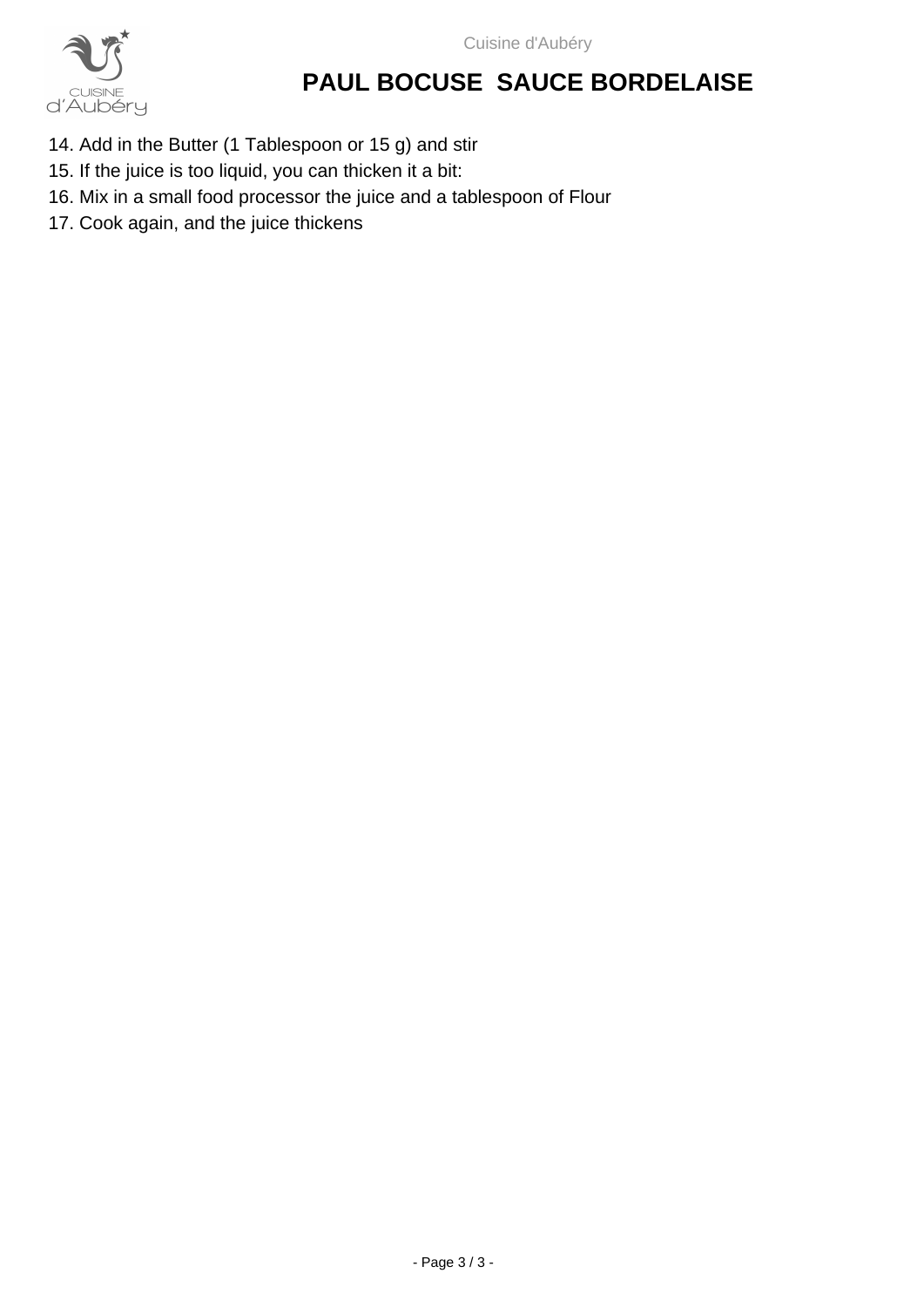14. Add in the Butter (1 Tablespoon or 15 g) and stir
15. If the juice is too liquid, you can thicken it a bit:
16. Mix in a small food processor the juice and a tablespoon of Flour
17. Cook again, and the juice thickens